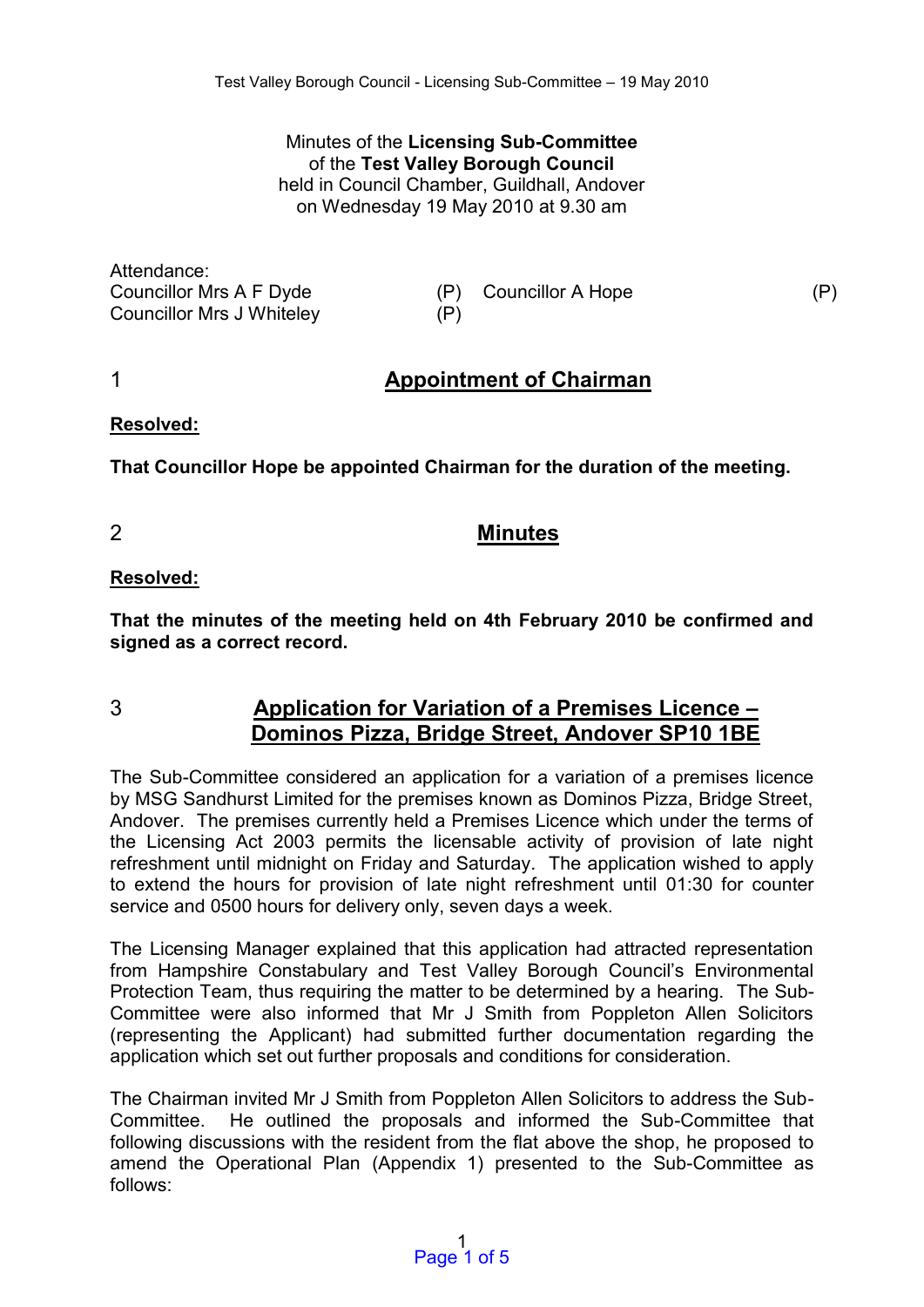Minutes of the **Licensing Sub-Committee** of the **Test Valley Borough Council** held in Council Chamber, Guildhall, Andover on Wednesday 19 May 2010 at 9.30 am

Attendance:

| | | | |
|---|---|---|---|
| Councillor Mrs A F Dyde | (P) | Councillor A Hope | (P) |
| Councillor Mrs J Whiteley | (P) | | |

## 1 Appointment of Chairman

**Resolved:**

**That Councillor Hope be appointed Chairman for the duration of the meeting.**

## 2 Minutes

**Resolved:**

**That the minutes of the meeting held on 4th February 2010 be confirmed and signed as a correct record.**

## 3 Application for Variation of a Premises Licence – Dominos Pizza, Bridge Street, Andover SP10 1BE

The Sub-Committee considered an application for a variation of a premises licence by MSG Sandhurst Limited for the premises known as Dominos Pizza, Bridge Street, Andover. The premises currently held a Premises Licence which under the terms of the Licensing Act 2003 permits the licensable activity of provision of late night refreshment until midnight on Friday and Saturday. The application wished to apply to extend the hours for provision of late night refreshment until 01:30 for counter service and 0500 hours for delivery only, seven days a week.

The Licensing Manager explained that this application had attracted representation from Hampshire Constabulary and Test Valley Borough Council's Environmental Protection Team, thus requiring the matter to be determined by a hearing. The Sub-Committee were also informed that Mr J Smith from Poppleton Allen Solicitors (representing the Applicant) had submitted further documentation regarding the application which set out further proposals and conditions for consideration.

The Chairman invited Mr J Smith from Poppleton Allen Solicitors to address the Sub-Committee. He outlined the proposals and informed the Sub-Committee that following discussions with the resident from the flat above the shop, he proposed to amend the Operational Plan (Appendix 1) presented to the Sub-Committee as follows: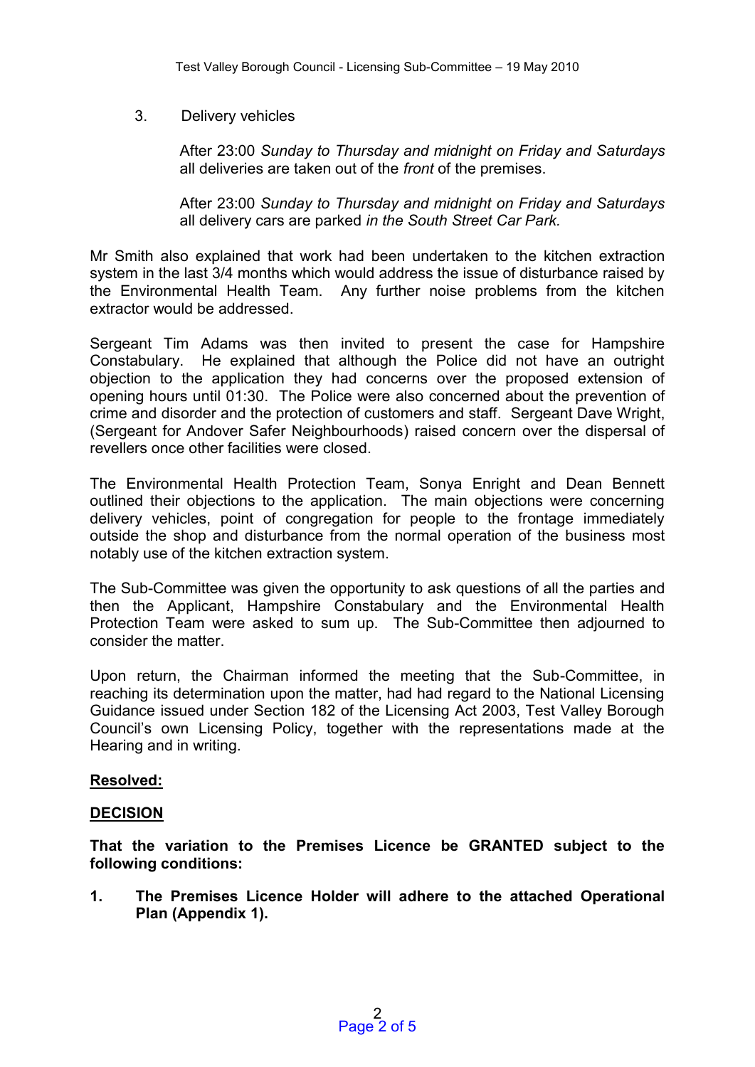3. Delivery vehicles

   After 23:00 *Sunday to Thursday and midnight on Friday and Saturdays* all deliveries are taken out of the *front* of the premises.

   After 23:00 *Sunday to Thursday and midnight on Friday and Saturdays* all delivery cars are parked *in the South Street Car Park.*

Mr Smith also explained that work had been undertaken to the kitchen extraction system in the last 3/4 months which would address the issue of disturbance raised by the Environmental Health Team. Any further noise problems from the kitchen extractor would be addressed.

Sergeant Tim Adams was then invited to present the case for Hampshire Constabulary. He explained that although the Police did not have an outright objection to the application they had concerns over the proposed extension of opening hours until 01:30. The Police were also concerned about the prevention of crime and disorder and the protection of customers and staff. Sergeant Dave Wright, (Sergeant for Andover Safer Neighbourhoods) raised concern over the dispersal of revellers once other facilities were closed.

The Environmental Health Protection Team, Sonya Enright and Dean Bennett outlined their objections to the application. The main objections were concerning delivery vehicles, point of congregation for people to the frontage immediately outside the shop and disturbance from the normal operation of the business most notably use of the kitchen extraction system.

The Sub-Committee was given the opportunity to ask questions of all the parties and then the Applicant, Hampshire Constabulary and the Environmental Health Protection Team were asked to sum up. The Sub-Committee then adjourned to consider the matter.

Upon return, the Chairman informed the meeting that the Sub-Committee, in reaching its determination upon the matter, had had regard to the National Licensing Guidance issued under Section 182 of the Licensing Act 2003, Test Valley Borough Council's own Licensing Policy, together with the representations made at the Hearing and in writing.

**Resolved:**

**DECISION**

**That the variation to the Premises Licence be GRANTED subject to the following conditions:**

**1. The Premises Licence Holder will adhere to the attached Operational Plan (Appendix 1).**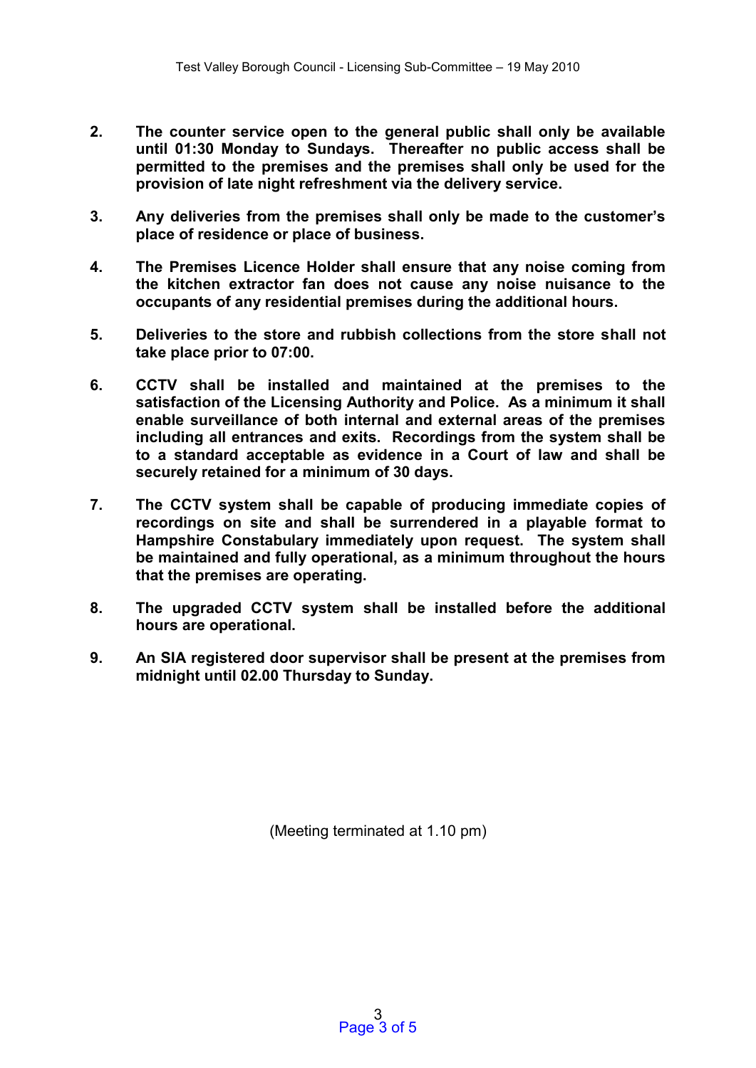2. **The counter service open to the general public shall only be available until 01:30 Monday to Sundays. Thereafter no public access shall be permitted to the premises and the premises shall only be used for the provision of late night refreshment via the delivery service.**

3. **Any deliveries from the premises shall only be made to the customer's place of residence or place of business.**

4. **The Premises Licence Holder shall ensure that any noise coming from the kitchen extractor fan does not cause any noise nuisance to the occupants of any residential premises during the additional hours.**

5. **Deliveries to the store and rubbish collections from the store shall not take place prior to 07:00.**

6. **CCTV shall be installed and maintained at the premises to the satisfaction of the Licensing Authority and Police. As a minimum it shall enable surveillance of both internal and external areas of the premises including all entrances and exits. Recordings from the system shall be to a standard acceptable as evidence in a Court of law and shall be securely retained for a minimum of 30 days.**

7. **The CCTV system shall be capable of producing immediate copies of recordings on site and shall be surrendered in a playable format to Hampshire Constabulary immediately upon request. The system shall be maintained and fully operational, as a minimum throughout the hours that the premises are operating.**

8. **The upgraded CCTV system shall be installed before the additional hours are operational.**

9. **An SIA registered door supervisor shall be present at the premises from midnight until 02.00 Thursday to Sunday.**

(Meeting terminated at 1.10 pm)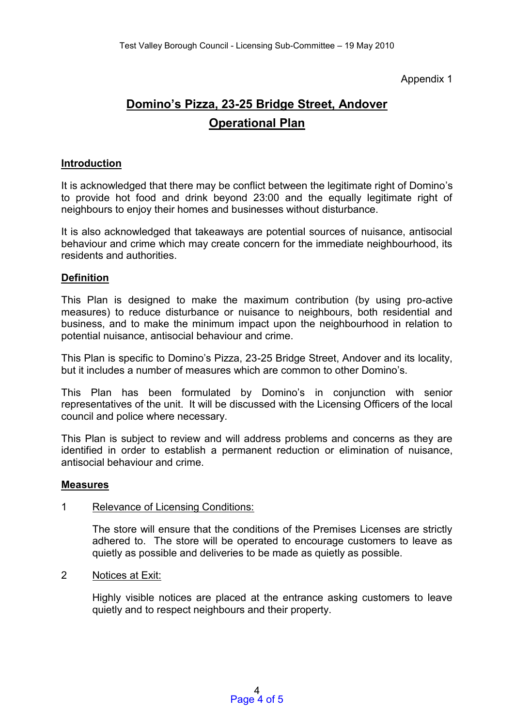Appendix 1

# Domino's Pizza, 23-25 Bridge Street, Andover

# Operational Plan

## Introduction

It is acknowledged that there may be conflict between the legitimate right of Domino's to provide hot food and drink beyond 23:00 and the equally legitimate right of neighbours to enjoy their homes and businesses without disturbance.

It is also acknowledged that takeaways are potential sources of nuisance, antisocial behaviour and crime which may create concern for the immediate neighbourhood, its residents and authorities.

## Definition

This Plan is designed to make the maximum contribution (by using pro-active measures) to reduce disturbance or nuisance to neighbours, both residential and business, and to make the minimum impact upon the neighbourhood in relation to potential nuisance, antisocial behaviour and crime.

This Plan is specific to Domino's Pizza, 23-25 Bridge Street, Andover and its locality, but it includes a number of measures which are common to other Domino's.

This Plan has been formulated by Domino's in conjunction with senior representatives of the unit. It will be discussed with the Licensing Officers of the local council and police where necessary.

This Plan is subject to review and will address problems and concerns as they are identified in order to establish a permanent reduction or elimination of nuisance, antisocial behaviour and crime.

## Measures

1 Relevance of Licensing Conditions:

The store will ensure that the conditions of the Premises Licenses are strictly adhered to. The store will be operated to encourage customers to leave as quietly as possible and deliveries to be made as quietly as possible.

2 Notices at Exit:

Highly visible notices are placed at the entrance asking customers to leave quietly and to respect neighbours and their property.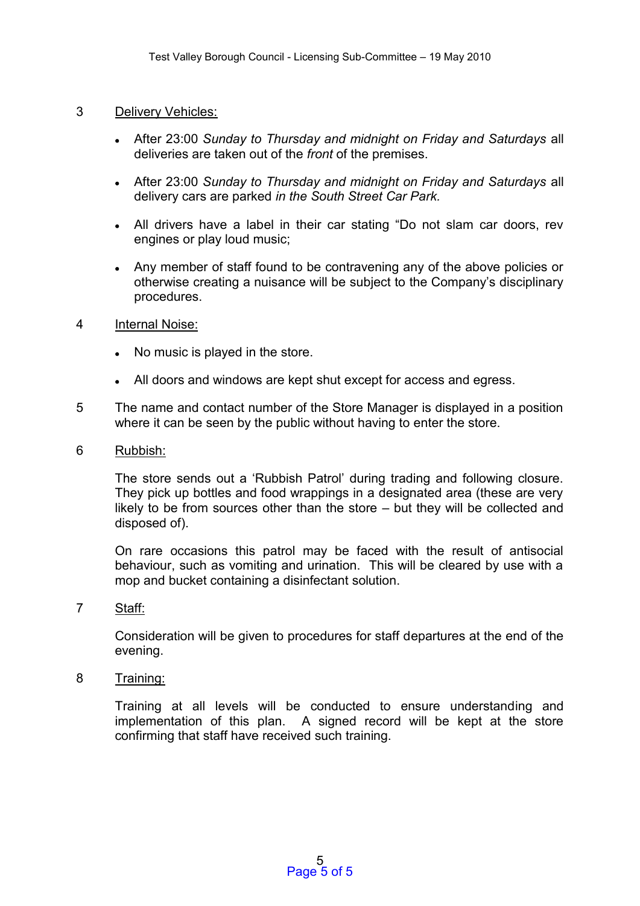3 Delivery Vehicles:

- After 23:00 *Sunday to Thursday and midnight on Friday and Saturdays* all deliveries are taken out of the *front* of the premises.
- After 23:00 *Sunday to Thursday and midnight on Friday and Saturdays* all delivery cars are parked *in the South Street Car Park.*
- All drivers have a label in their car stating "Do not slam car doors, rev engines or play loud music;
- Any member of staff found to be contravening any of the above policies or otherwise creating a nuisance will be subject to the Company's disciplinary procedures.

4 Internal Noise:

- No music is played in the store.
- All doors and windows are kept shut except for access and egress.

5 The name and contact number of the Store Manager is displayed in a position where it can be seen by the public without having to enter the store.

6 Rubbish:

The store sends out a 'Rubbish Patrol' during trading and following closure. They pick up bottles and food wrappings in a designated area (these are very likely to be from sources other than the store – but they will be collected and disposed of).

On rare occasions this patrol may be faced with the result of antisocial behaviour, such as vomiting and urination. This will be cleared by use with a mop and bucket containing a disinfectant solution.

7 Staff:

Consideration will be given to procedures for staff departures at the end of the evening.

8 Training:

Training at all levels will be conducted to ensure understanding and implementation of this plan. A signed record will be kept at the store confirming that staff have received such training.